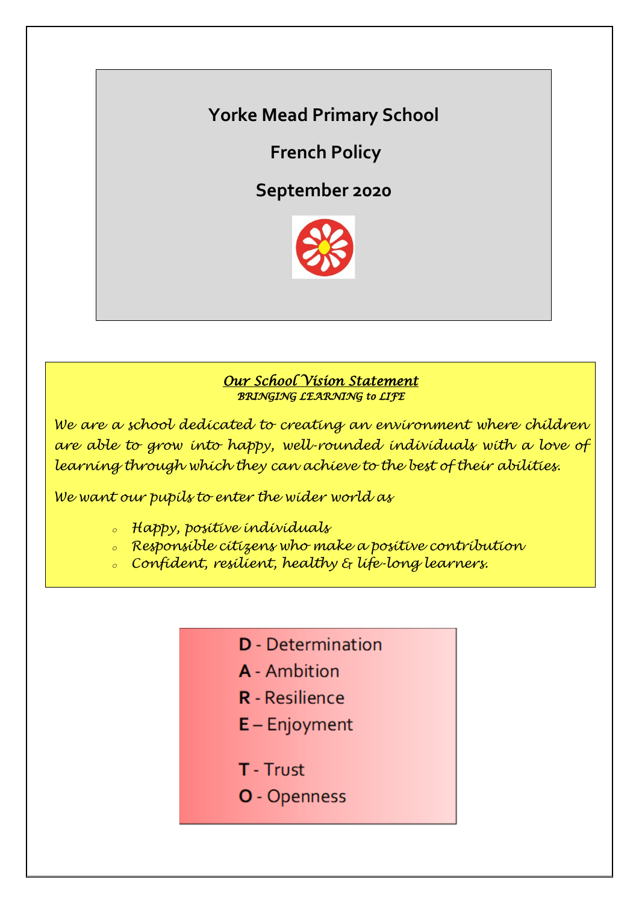# Yorke Mead Primary School

## French Policy

## September 2020

***Our School Vision Statement***

*BRINGING LEARNING to LIFE*

*We are a school dedicated to creating an environment where children are able to grow into happy, well-rounded individuals with a love of learning through which they can achieve to the best of their abilities.*

*We want our pupils to enter the wider world as*

- *Happy, positive individuals*
- *Responsible citizens who make a positive contribution*
- *Confident, resilient, healthy & life-long learners.*

**D** - Determination

**A** - Ambition

**R** - Resilience

**E** – Enjoyment

**T** - Trust

**O** - Openness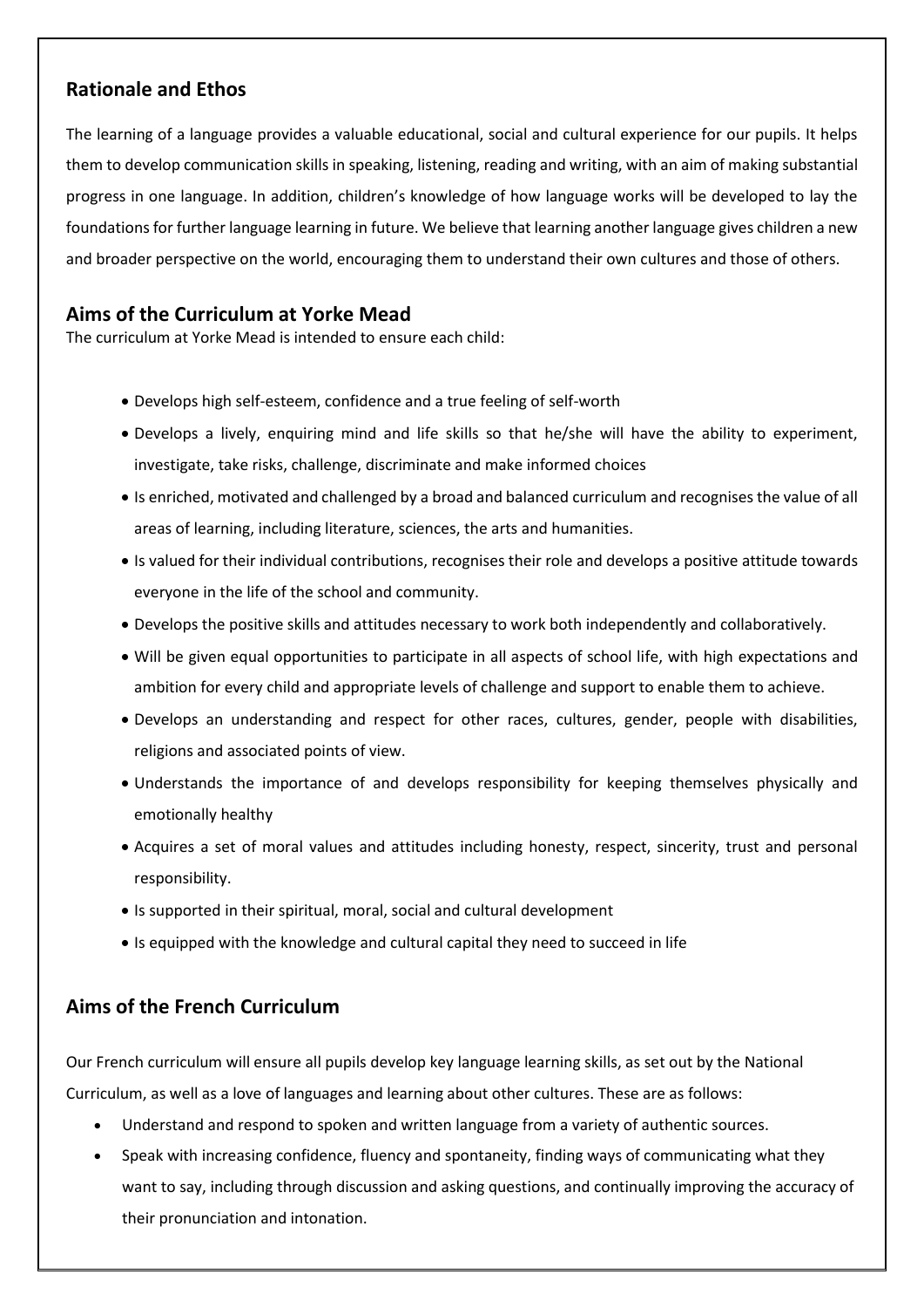## Rationale and Ethos

The learning of a language provides a valuable educational, social and cultural experience for our pupils. It helps them to develop communication skills in speaking, listening, reading and writing, with an aim of making substantial progress in one language. In addition, children's knowledge of how language works will be developed to lay the foundations for further language learning in future. We believe that learning another language gives children a new and broader perspective on the world, encouraging them to understand their own cultures and those of others.

## Aims of the Curriculum at Yorke Mead

The curriculum at Yorke Mead is intended to ensure each child:

- Develops high self-esteem, confidence and a true feeling of self-worth
- Develops a lively, enquiring mind and life skills so that he/she will have the ability to experiment, investigate, take risks, challenge, discriminate and make informed choices
- Is enriched, motivated and challenged by a broad and balanced curriculum and recognises the value of all areas of learning, including literature, sciences, the arts and humanities.
- Is valued for their individual contributions, recognises their role and develops a positive attitude towards everyone in the life of the school and community.
- Develops the positive skills and attitudes necessary to work both independently and collaboratively.
- Will be given equal opportunities to participate in all aspects of school life, with high expectations and ambition for every child and appropriate levels of challenge and support to enable them to achieve.
- Develops an understanding and respect for other races, cultures, gender, people with disabilities, religions and associated points of view.
- Understands the importance of and develops responsibility for keeping themselves physically and emotionally healthy
- Acquires a set of moral values and attitudes including honesty, respect, sincerity, trust and personal responsibility.
- Is supported in their spiritual, moral, social and cultural development
- Is equipped with the knowledge and cultural capital they need to succeed in life

## Aims of the French Curriculum

Our French curriculum will ensure all pupils develop key language learning skills, as set out by the National Curriculum, as well as a love of languages and learning about other cultures. These are as follows:

- Understand and respond to spoken and written language from a variety of authentic sources.
- Speak with increasing confidence, fluency and spontaneity, finding ways of communicating what they want to say, including through discussion and asking questions, and continually improving the accuracy of their pronunciation and intonation.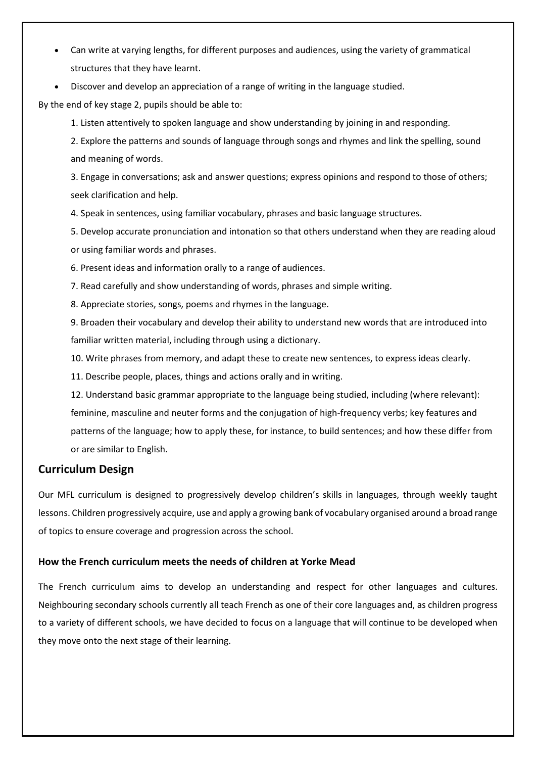- Can write at varying lengths, for different purposes and audiences, using the variety of grammatical structures that they have learnt.
- Discover and develop an appreciation of a range of writing in the language studied.

By the end of key stage 2, pupils should be able to:

1. Listen attentively to spoken language and show understanding by joining in and responding.
2. Explore the patterns and sounds of language through songs and rhymes and link the spelling, sound and meaning of words.
3. Engage in conversations; ask and answer questions; express opinions and respond to those of others; seek clarification and help.
4. Speak in sentences, using familiar vocabulary, phrases and basic language structures.
5. Develop accurate pronunciation and intonation so that others understand when they are reading aloud or using familiar words and phrases.
6. Present ideas and information orally to a range of audiences.
7. Read carefully and show understanding of words, phrases and simple writing.
8. Appreciate stories, songs, poems and rhymes in the language.
9. Broaden their vocabulary and develop their ability to understand new words that are introduced into familiar written material, including through using a dictionary.
10. Write phrases from memory, and adapt these to create new sentences, to express ideas clearly.
11. Describe people, places, things and actions orally and in writing.
12. Understand basic grammar appropriate to the language being studied, including (where relevant): feminine, masculine and neuter forms and the conjugation of high-frequency verbs; key features and patterns of the language; how to apply these, for instance, to build sentences; and how these differ from or are similar to English.

## Curriculum Design

Our MFL curriculum is designed to progressively develop children's skills in languages, through weekly taught lessons. Children progressively acquire, use and apply a growing bank of vocabulary organised around a broad range of topics to ensure coverage and progression across the school.

### How the French curriculum meets the needs of children at Yorke Mead

The French curriculum aims to develop an understanding and respect for other languages and cultures. Neighbouring secondary schools currently all teach French as one of their core languages and, as children progress to a variety of different schools, we have decided to focus on a language that will continue to be developed when they move onto the next stage of their learning.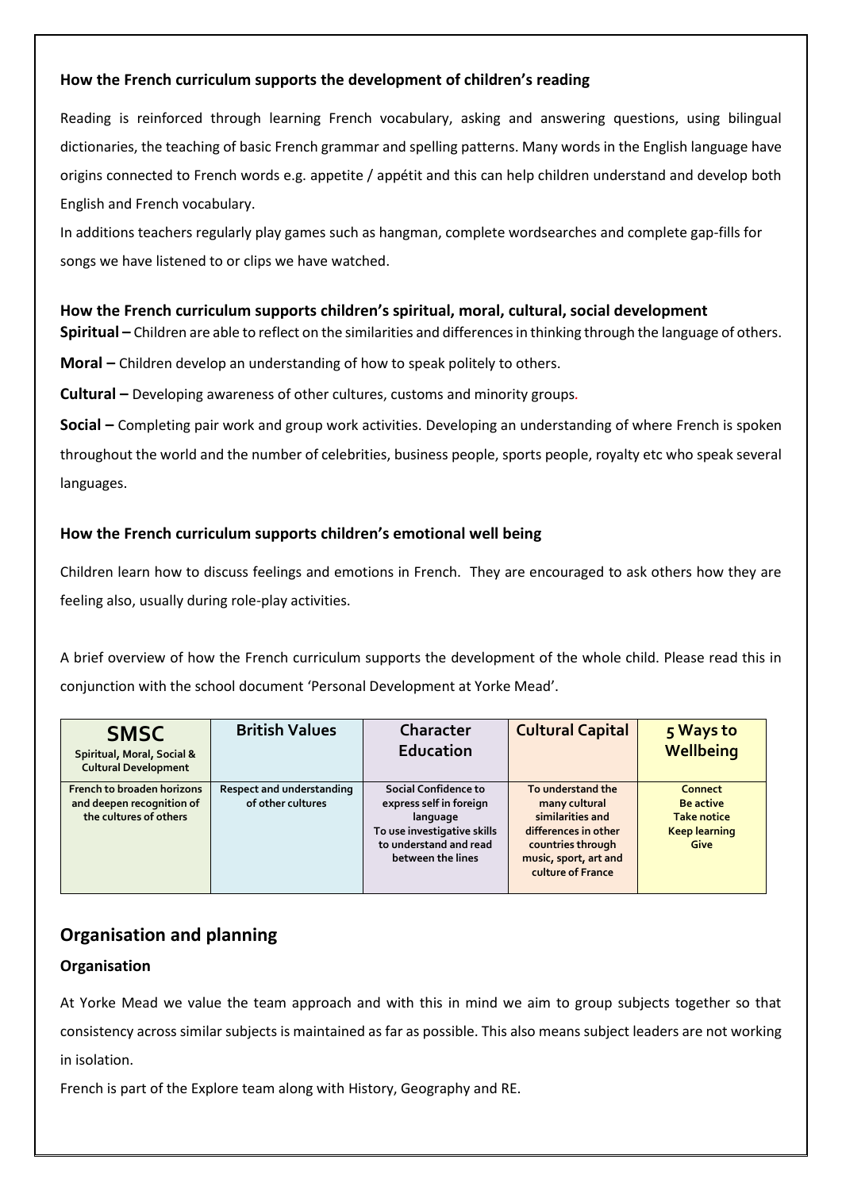### How the French curriculum supports the development of children's reading

Reading is reinforced through learning French vocabulary, asking and answering questions, using bilingual dictionaries, the teaching of basic French grammar and spelling patterns. Many words in the English language have origins connected to French words e.g. appetite / appétit and this can help children understand and develop both English and French vocabulary.

In additions teachers regularly play games such as hangman, complete wordsearches and complete gap-fills for songs we have listened to or clips we have watched.

### How the French curriculum supports children's spiritual, moral, cultural, social development

**Spiritual –** Children are able to reflect on the similarities and differences in thinking through the language of others.

**Moral –** Children develop an understanding of how to speak politely to others.

**Cultural –** Developing awareness of other cultures, customs and minority groups.

**Social –** Completing pair work and group work activities. Developing an understanding of where French is spoken throughout the world and the number of celebrities, business people, sports people, royalty etc who speak several languages.

### How the French curriculum supports children's emotional well being

Children learn how to discuss feelings and emotions in French. They are encouraged to ask others how they are feeling also, usually during role-play activities.

A brief overview of how the French curriculum supports the development of the whole child. Please read this in conjunction with the school document 'Personal Development at Yorke Mead'.

| **SMSC** Spiritual, Moral, Social & Cultural Development | **British Values** | **Character Education** | **Cultural Capital** | **5 Ways to Wellbeing** |
|---|---|---|---|---|
| French to broaden horizons and deepen recognition of the cultures of others | Respect and understanding of other cultures | Social Confidence to express self in foreign language<br>To use investigative skills to understand and read between the lines | To understand the many cultural similarities and differences in other countries through music, sport, art and culture of France | Connect<br>Be active<br>Take notice<br>Keep learning<br>Give |

## Organisation and planning

### Organisation

At Yorke Mead we value the team approach and with this in mind we aim to group subjects together so that consistency across similar subjects is maintained as far as possible. This also means subject leaders are not working in isolation.

French is part of the Explore team along with History, Geography and RE.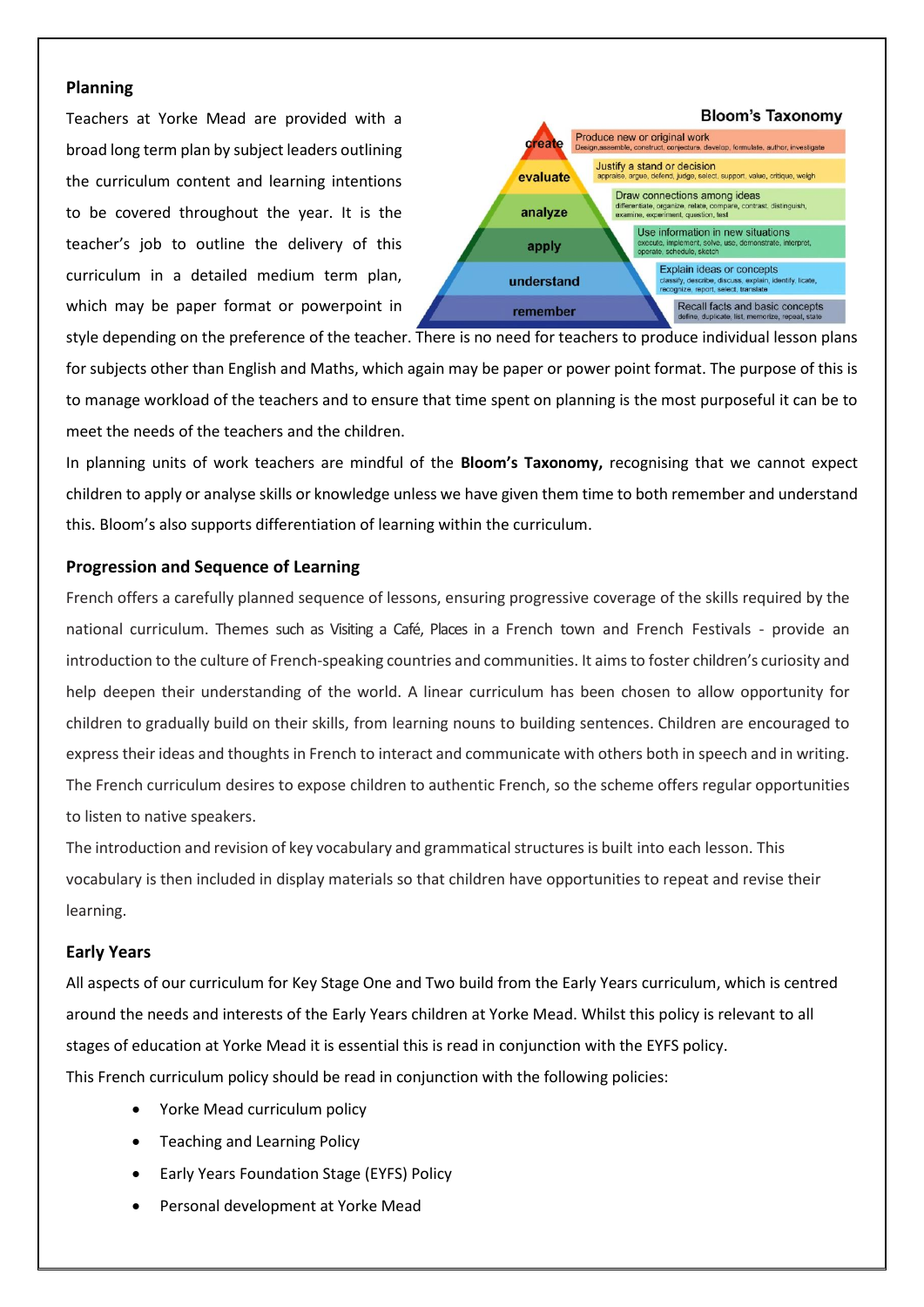## Planning

Teachers at Yorke Mead are provided with a broad long term plan by subject leaders outlining the curriculum content and learning intentions to be covered throughout the year. It is the teacher's job to outline the delivery of this curriculum in a detailed medium term plan, which may be paper format or powerpoint in style depending on the preference of the teacher. There is no need for teachers to produce individual lesson plans for subjects other than English and Maths, which again may be paper or power point format. The purpose of this is to manage workload of the teachers and to ensure that time spent on planning is the most purposeful it can be to meet the needs of the teachers and the children.

In planning units of work teachers are mindful of the **Bloom's Taxonomy,** recognising that we cannot expect children to apply or analyse skills or knowledge unless we have given them time to both remember and understand this. Bloom's also supports differentiation of learning within the curriculum.

## Progression and Sequence of Learning

French offers a carefully planned sequence of lessons, ensuring progressive coverage of the skills required by the national curriculum. Themes such as Visiting a Café, Places in a French town and French Festivals - provide an introduction to the culture of French-speaking countries and communities. It aims to foster children's curiosity and help deepen their understanding of the world. A linear curriculum has been chosen to allow opportunity for children to gradually build on their skills, from learning nouns to building sentences. Children are encouraged to express their ideas and thoughts in French to interact and communicate with others both in speech and in writing. The French curriculum desires to expose children to authentic French, so the scheme offers regular opportunities to listen to native speakers.

The introduction and revision of key vocabulary and grammatical structures is built into each lesson. This vocabulary is then included in display materials so that children have opportunities to repeat and revise their learning.

## Early Years

All aspects of our curriculum for Key Stage One and Two build from the Early Years curriculum, which is centred around the needs and interests of the Early Years children at Yorke Mead. Whilst this policy is relevant to all stages of education at Yorke Mead it is essential this is read in conjunction with the EYFS policy.

This French curriculum policy should be read in conjunction with the following policies:

- Yorke Mead curriculum policy
- Teaching and Learning Policy
- Early Years Foundation Stage (EYFS) Policy
- Personal development at Yorke Mead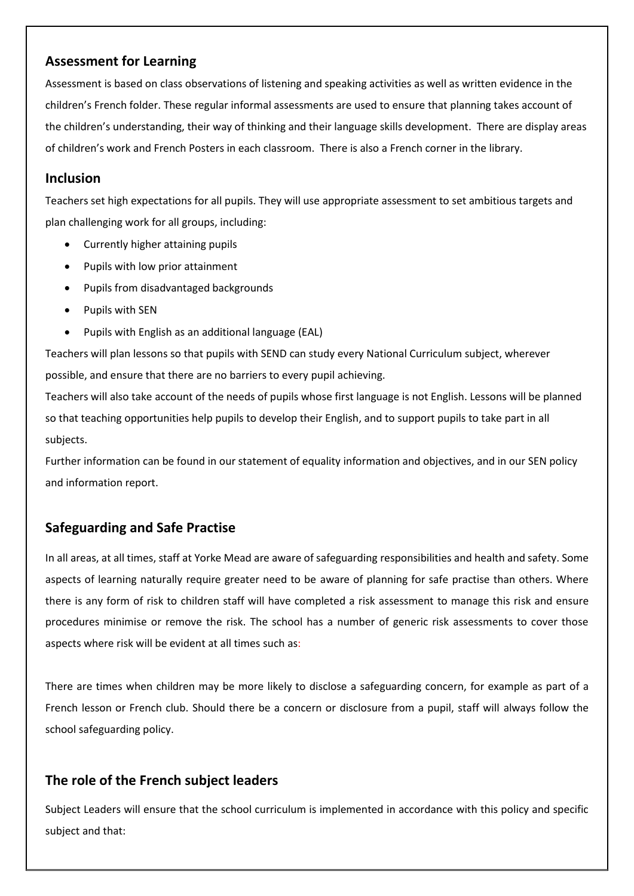## Assessment for Learning

Assessment is based on class observations of listening and speaking activities as well as written evidence in the children's French folder. These regular informal assessments are used to ensure that planning takes account of the children's understanding, their way of thinking and their language skills development. There are display areas of children's work and French Posters in each classroom. There is also a French corner in the library.

## Inclusion

Teachers set high expectations for all pupils. They will use appropriate assessment to set ambitious targets and plan challenging work for all groups, including:

- Currently higher attaining pupils
- Pupils with low prior attainment
- Pupils from disadvantaged backgrounds
- Pupils with SEN
- Pupils with English as an additional language (EAL)

Teachers will plan lessons so that pupils with SEND can study every National Curriculum subject, wherever possible, and ensure that there are no barriers to every pupil achieving.

Teachers will also take account of the needs of pupils whose first language is not English. Lessons will be planned so that teaching opportunities help pupils to develop their English, and to support pupils to take part in all subjects.

Further information can be found in our statement of equality information and objectives, and in our SEN policy and information report.

## Safeguarding and Safe Practise

In all areas, at all times, staff at Yorke Mead are aware of safeguarding responsibilities and health and safety. Some aspects of learning naturally require greater need to be aware of planning for safe practise than others. Where there is any form of risk to children staff will have completed a risk assessment to manage this risk and ensure procedures minimise or remove the risk. The school has a number of generic risk assessments to cover those aspects where risk will be evident at all times such as:

There are times when children may be more likely to disclose a safeguarding concern, for example as part of a French lesson or French club. Should there be a concern or disclosure from a pupil, staff will always follow the school safeguarding policy.

## The role of the French subject leaders

Subject Leaders will ensure that the school curriculum is implemented in accordance with this policy and specific subject and that: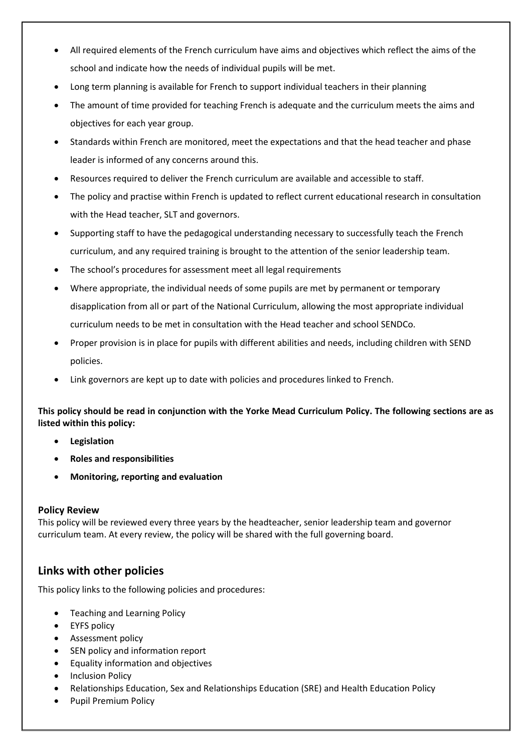- All required elements of the French curriculum have aims and objectives which reflect the aims of the school and indicate how the needs of individual pupils will be met.
- Long term planning is available for French to support individual teachers in their planning
- The amount of time provided for teaching French is adequate and the curriculum meets the aims and objectives for each year group.
- Standards within French are monitored, meet the expectations and that the head teacher and phase leader is informed of any concerns around this.
- Resources required to deliver the French curriculum are available and accessible to staff.
- The policy and practise within French is updated to reflect current educational research in consultation with the Head teacher, SLT and governors.
- Supporting staff to have the pedagogical understanding necessary to successfully teach the French curriculum, and any required training is brought to the attention of the senior leadership team.
- The school's procedures for assessment meet all legal requirements
- Where appropriate, the individual needs of some pupils are met by permanent or temporary disapplication from all or part of the National Curriculum, allowing the most appropriate individual curriculum needs to be met in consultation with the Head teacher and school SENDCo.
- Proper provision is in place for pupils with different abilities and needs, including children with SEND policies.
- Link governors are kept up to date with policies and procedures linked to French.

**This policy should be read in conjunction with the Yorke Mead Curriculum Policy. The following sections are as listed within this policy:**

- **Legislation**
- **Roles and responsibilities**
- **Monitoring, reporting and evaluation**

### Policy Review

This policy will be reviewed every three years by the headteacher, senior leadership team and governor curriculum team. At every review, the policy will be shared with the full governing board.

## Links with other policies

This policy links to the following policies and procedures:

- Teaching and Learning Policy
- EYFS policy
- Assessment policy
- SEN policy and information report
- Equality information and objectives
- Inclusion Policy
- Relationships Education, Sex and Relationships Education (SRE) and Health Education Policy
- Pupil Premium Policy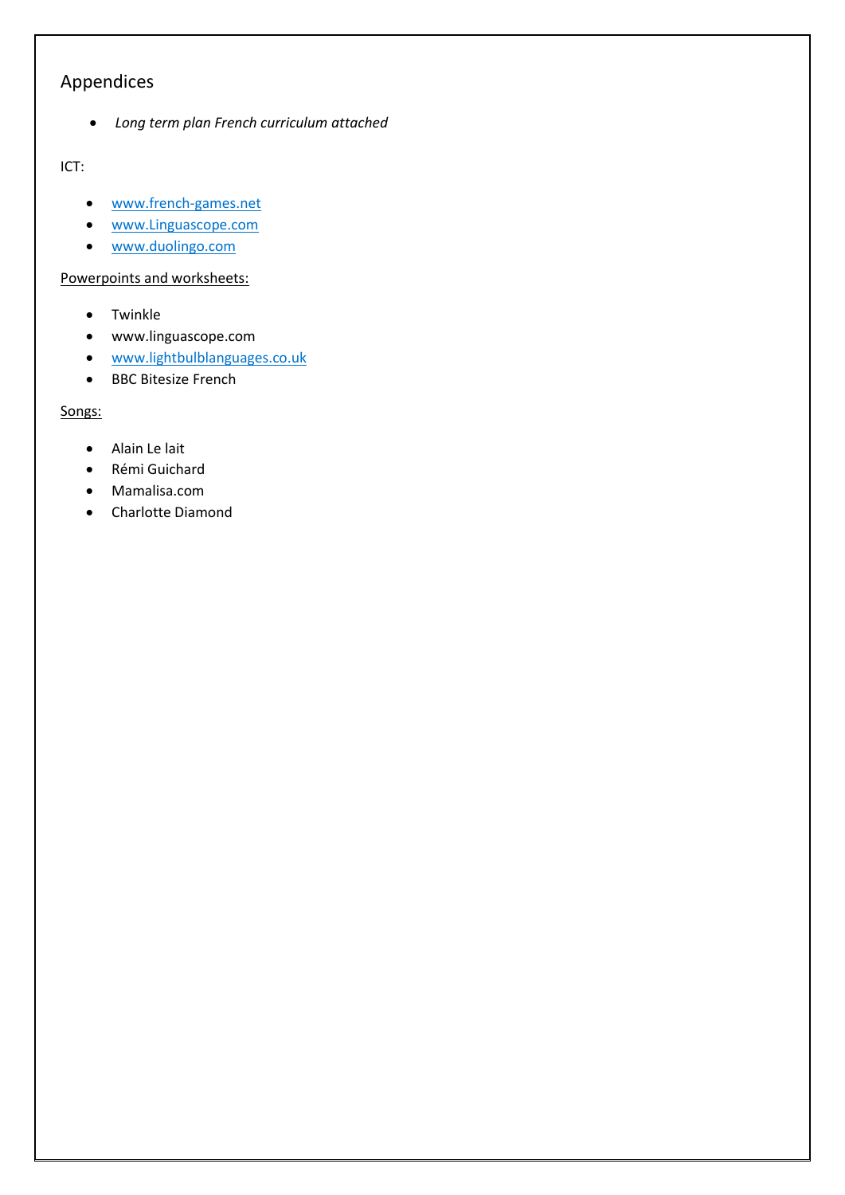## Appendices

- *Long term plan French curriculum attached*

ICT:

- www.french-games.net
- www.Linguascope.com
- www.duolingo.com

Powerpoints and worksheets:

- Twinkle
- www.linguascope.com
- www.lightbulblanguages.co.uk
- BBC Bitesize French

Songs:

- Alain Le lait
- Rémi Guichard
- Mamalisa.com
- Charlotte Diamond